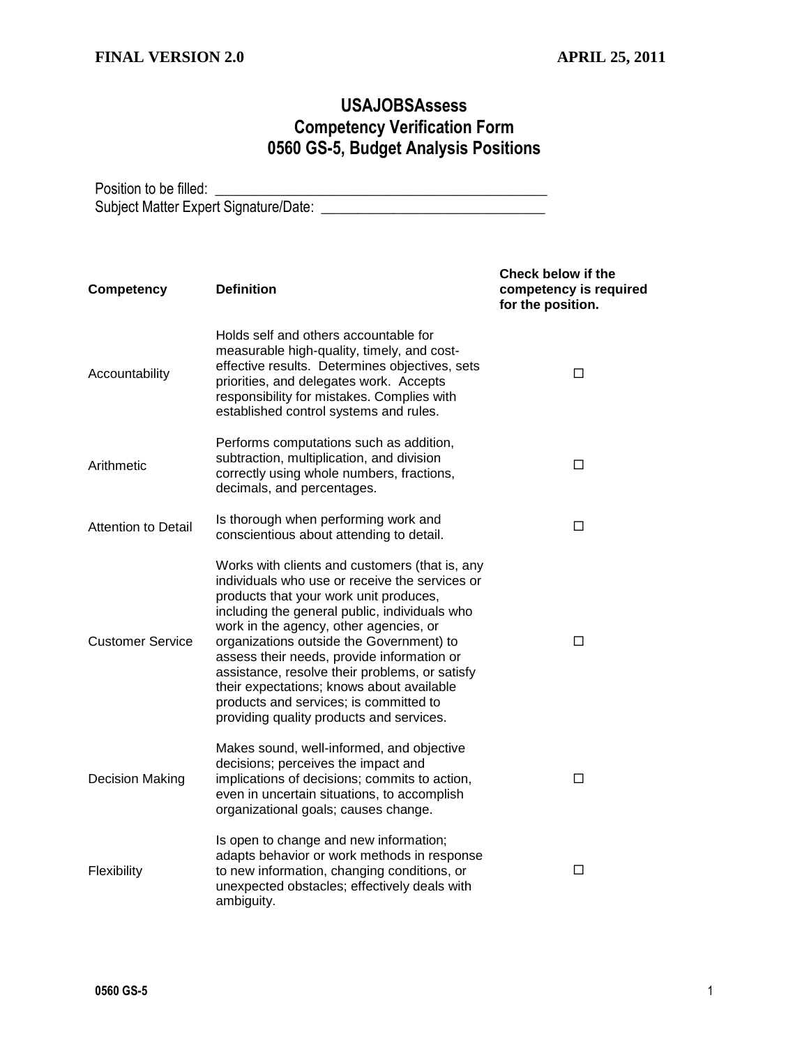**FINAL VERSION 2.0** **APRIL 25, 2011**

# USAJOBSAssess
# Competency Verification Form
# 0560 GS-5, Budget Analysis Positions

Position to be filled: ______________________________________________

Subject Matter Expert Signature/Date: ______________________________

| Competency | Definition | Check below if the competency is required for the position. |
|---|---|---|
| Accountability | Holds self and others accountable for measurable high-quality, timely, and cost-effective results. Determines objectives, sets priorities, and delegates work. Accepts responsibility for mistakes. Complies with established control systems and rules. | ☐ |
| Arithmetic | Performs computations such as addition, subtraction, multiplication, and division correctly using whole numbers, fractions, decimals, and percentages. | ☐ |
| Attention to Detail | Is thorough when performing work and conscientious about attending to detail. | ☐ |
| Customer Service | Works with clients and customers (that is, any individuals who use or receive the services or products that your work unit produces, including the general public, individuals who work in the agency, other agencies, or organizations outside the Government) to assess their needs, provide information or assistance, resolve their problems, or satisfy their expectations; knows about available products and services; is committed to providing quality products and services. | ☐ |
| Decision Making | Makes sound, well-informed, and objective decisions; perceives the impact and implications of decisions; commits to action, even in uncertain situations, to accomplish organizational goals; causes change. | ☐ |
| Flexibility | Is open to change and new information; adapts behavior or work methods in response to new information, changing conditions, or unexpected obstacles; effectively deals with ambiguity. | ☐ |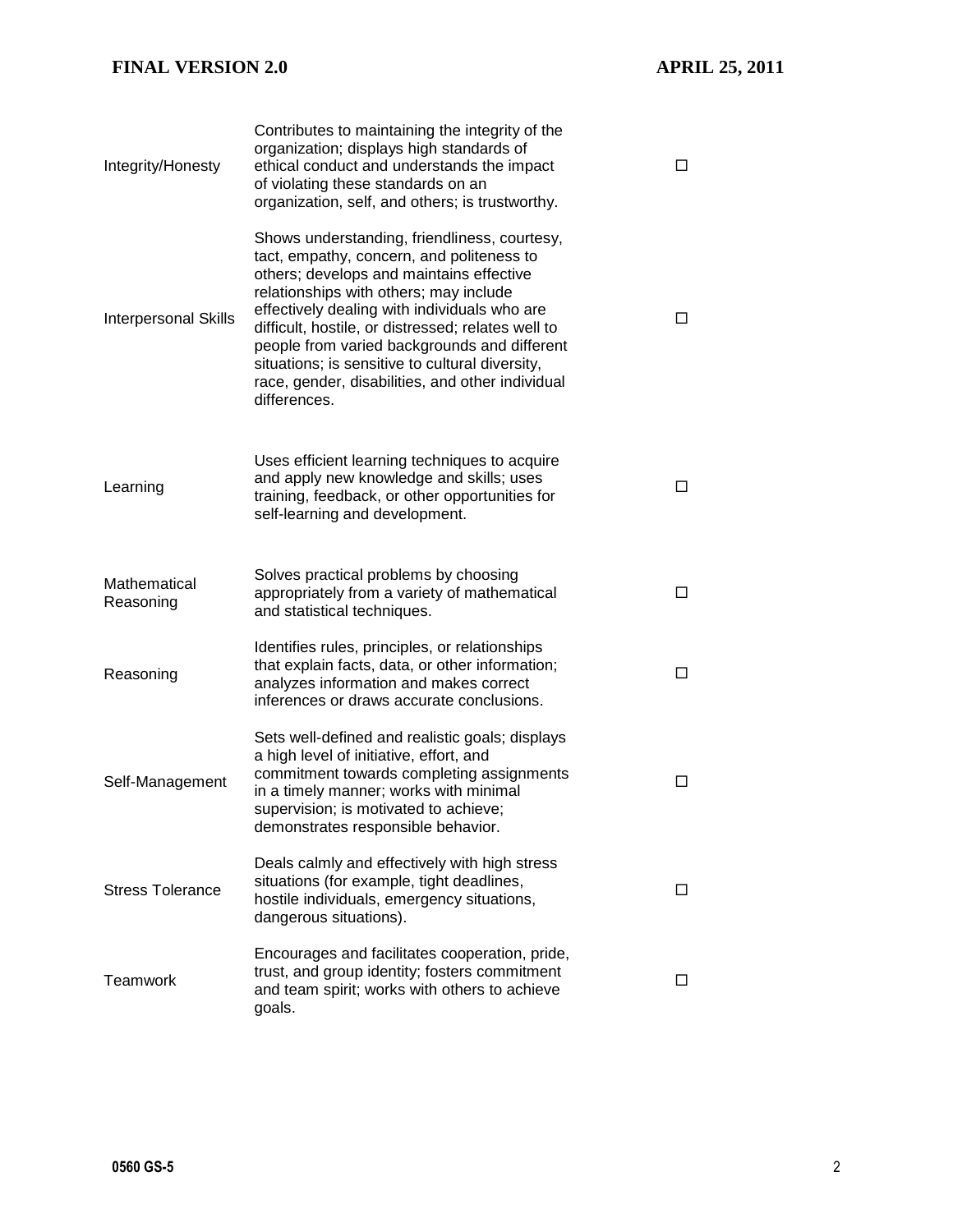| | | |
|---|---|---|
| Integrity/Honesty | Contributes to maintaining the integrity of the organization; displays high standards of ethical conduct and understands the impact of violating these standards on an organization, self, and others; is trustworthy. | ☐ |
| Interpersonal Skills | Shows understanding, friendliness, courtesy, tact, empathy, concern, and politeness to others; develops and maintains effective relationships with others; may include effectively dealing with individuals who are difficult, hostile, or distressed; relates well to people from varied backgrounds and different situations; is sensitive to cultural diversity, race, gender, disabilities, and other individual differences. | ☐ |
| Learning | Uses efficient learning techniques to acquire and apply new knowledge and skills; uses training, feedback, or other opportunities for self-learning and development. | ☐ |
| Mathematical Reasoning | Solves practical problems by choosing appropriately from a variety of mathematical and statistical techniques. | ☐ |
| Reasoning | Identifies rules, principles, or relationships that explain facts, data, or other information; analyzes information and makes correct inferences or draws accurate conclusions. | ☐ |
| Self-Management | Sets well-defined and realistic goals; displays a high level of initiative, effort, and commitment towards completing assignments in a timely manner; works with minimal supervision; is motivated to achieve; demonstrates responsible behavior. | ☐ |
| Stress Tolerance | Deals calmly and effectively with high stress situations (for example, tight deadlines, hostile individuals, emergency situations, dangerous situations). | ☐ |
| Teamwork | Encourages and facilitates cooperation, pride, trust, and group identity; fosters commitment and team spirit; works with others to achieve goals. | ☐ |